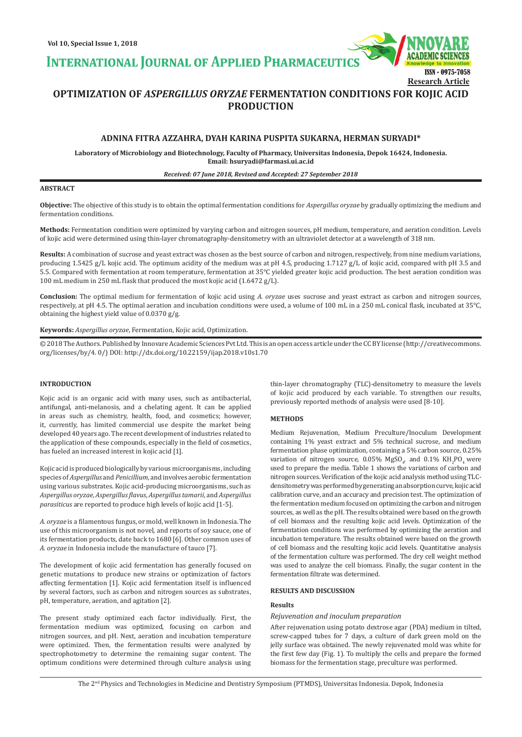# OPTIMIZATION OF *ASPERGILLUS ORYZAE* FERMENTATION CONDITIONS FOR KOJIC ACID PRODUCTION

**ADNINA FITRA AZZAHRA, DYAH KARINA PUSPITA SUKARNA, HERMAN SURYADI***

**Laboratory of Microbiology and Biotechnology, Faculty of Pharmacy, Universitas Indonesia, Depok 16424, Indonesia. Email: hsuryadi@farmasi.ui.ac.id**

***Received: 07 June 2018, Revised and Accepted: 27 September 2018***

**Research Article**

## ABSTRACT

**Objective:** The objective of this study is to obtain the optimal fermentation conditions for *Aspergillus oryzae* by gradually optimizing the medium and fermentation conditions.

**Methods:** Fermentation condition were optimized by varying carbon and nitrogen sources, pH medium, temperature, and aeration condition. Levels of kojic acid were determined using thin-layer chromatography-densitometry with an ultraviolet detector at a wavelength of 318 nm.

**Results:** A combination of sucrose and yeast extract was chosen as the best source of carbon and nitrogen, respectively, from nine medium variations, producing 1.5425 g/L kojic acid. The optimum acidity of the medium was at pH 4.5, producing 1.7127 g/L of kojic acid, compared with pH 3.5 and 5.5. Compared with fermentation at room temperature, fermentation at 35°C yielded greater kojic acid production. The best aeration condition was 100 mL medium in 250 mL flask that produced the most kojic acid (1.6472 g/L).

**Conclusion:** The optimal medium for fermentation of kojic acid using *A. oryzae* uses sucrose and yeast extract as carbon and nitrogen sources, respectively, at pH 4.5. The optimal aeration and incubation conditions were used, a volume of 100 mL in a 250 mL conical flask, incubated at 35°C, obtaining the highest yield value of 0.0370 g/g.

**Keywords:** *Aspergillus oryzae*, Fermentation, Kojic acid, Optimization.

© 2018 The Authors. Published by Innovare Academic Sciences Pvt Ltd. This is an open access article under the CC BY license (http://creativecommons.org/licenses/by/4. 0/) DOI: http://dx.doi.org/10.22159/ijap.2018.v10s1.70

## INTRODUCTION

Kojic acid is an organic acid with many uses, such as antibacterial, antifungal, anti-melanosis, and a chelating agent. It can be applied in areas such as chemistry, health, food, and cosmetics; however, it, currently, has limited commercial use despite the market being developed 40 years ago. The recent development of industries related to the application of these compounds, especially in the field of cosmetics, has fueled an increased interest in kojic acid [1].

Kojic acid is produced biologically by various microorganisms, including species of *Aspergillus* and *Penicillium*, and involves aerobic fermentation using various substrates. Kojic acid-producing microorganisms, such as *Aspergillus oryzae*, *Aspergillus flavus*, *Aspergillus tamarii*, and *Aspergillus parasiticus* are reported to produce high levels of kojic acid [1-5].

*A. oryzae* is a filamentous fungus, or mold, well known in Indonesia. The use of this microorganism is not novel, and reports of soy sauce, one of its fermentation products, date back to 1680 [6]. Other common uses of *A. oryzae* in Indonesia include the manufacture of tauco [7].

The development of kojic acid fermentation has generally focused on genetic mutations to produce new strains or optimization of factors affecting fermentation [1]. Kojic acid fermentation itself is influenced by several factors, such as carbon and nitrogen sources as substrates, pH, temperature, aeration, and agitation [2].

The present study optimized each factor individually. First, the fermentation medium was optimized, focusing on carbon and nitrogen sources, and pH. Next, aeration and incubation temperature were optimized. Then, the fermentation results were analyzed by spectrophotometry to determine the remaining sugar content. The optimum conditions were determined through culture analysis using thin-layer chromatography (TLC)-densitometry to measure the levels of kojic acid produced by each variable. To strengthen our results, previously reported methods of analysis were used [8-10].

## METHODS

Medium Rejuvenation, Medium Preculture/Inoculum Development containing 1% yeast extract and 5% technical sucrose, and medium fermentation phase optimization, containing a 5% carbon source, 0.25% variation of nitrogen source, 0.05% $MgSO_4$, and 0.1% $KH_2PO_4$ were used to prepare the media. Table 1 shows the variations of carbon and nitrogen sources. Verification of the kojic acid analysis method using TLC-densitometry was performed by generating an absorption curve, kojic acid calibration curve, and an accuracy and precision test. The optimization of the fermentation medium focused on optimizing the carbon and nitrogen sources, as well as the pH. The results obtained were based on the growth of cell biomass and the resulting kojic acid levels. Optimization of the fermentation conditions was performed by optimizing the aeration and incubation temperature. The results obtained were based on the growth of cell biomass and the resulting kojic acid levels. Quantitative analysis of the fermentation culture was performed. The dry cell weight method was used to analyze the cell biomass. Finally, the sugar content in the fermentation filtrate was determined.

## RESULTS AND DISCUSSION

### Results

#### *Rejuvenation and inoculum preparation*

After rejuvenation using potato dextrose agar (PDA) medium in tilted, screw-capped tubes for 7 days, a culture of dark green mold on the jelly surface was obtained. The newly rejuvenated mold was white for the first few day (Fig. 1). To multiply the cells and prepare the formed biomass for the fermentation stage, preculture was performed.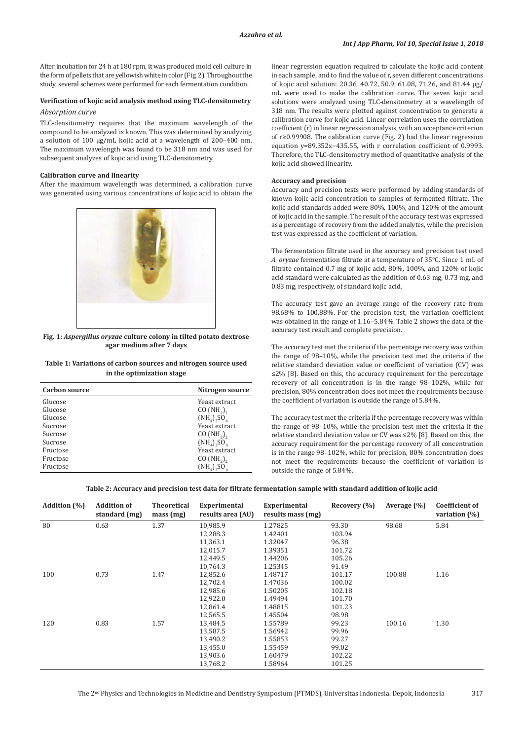After incubation for 24 h at 180 rpm, it was produced mold cell culture in the form of pellets that are yellowish white in color (Fig. 2). Throughout the study, several schemes were performed for each fermentation condition.

### Verification of kojic acid analysis method using TLC-densitometry

*Absorption curve*

TLC-densitometry requires that the maximum wavelength of the compound to be analyzed is known. This was determined by analyzing a solution of 100 μg/mL kojic acid at a wavelength of 200–400 nm. The maximum wavelength was found to be 318 nm and was used for subsequent analyzes of kojic acid using TLC-densitometry.

### Calibration curve and linearity

After the maximum wavelength was determined, a calibration curve was generated using various concentrations of kojic acid to obtain the

**Fig. 1:** ***Aspergillus oryzae*** **culture colony in tilted potato dextrose agar medium after 7 days**

**Table 1: Variations of carbon sources and nitrogen source used in the optimization stage**

| Carbon source | Nitrogen source |
|---|---|
| Glucose | Yeast extract |
| Glucose | $CO(NH_2)_2$ |
| Glucose | $(NH_4)_2SO_4$ |
| Sucrose | Yeast extract |
| Sucrose | $CO(NH_2)_2$ |
| Sucrose | $(NH_4)_2SO_4$ |
| Fructose | Yeast extract |
| Fructose | $CO(NH_2)_2$ |
| Fructose | $(NH_4)_2SO_4$ |

linear regression equation required to calculate the kojic acid content in each sample, and to find the value of r, seven different concentrations of kojic acid solution: 20.36, 40.72, 50.9, 61.08, 71.26, and 81.44 μg/mL were used to make the calibration curve. The seven kojic acid solutions were analyzed using TLC-densitometry at a wavelength of 318 nm. The results were plotted against concentration to generate a calibration curve for kojic acid. Linear correlation uses the correlation coefficient (r) in linear regression analysis, with an acceptance criterion of r≥0.99908. The calibration curve (Fig. 2) had the linear regression equation $y=89.352x-435.55$, with r correlation coefficient of 0.9993. Therefore, the TLC-densitometry method of quantitative analysis of the kojic acid showed linearity.

### Accuracy and precision

Accuracy and precision tests were performed by adding standards of known kojic acid concentration to samples of fermented filtrate. The kojic acid standards added were 80%, 100%, and 120% of the amount of kojic acid in the sample. The result of the accuracy test was expressed as a percentage of recovery from the added analytes, while the precision test was expressed as the coefficient of variation.

The fermentation filtrate used in the accuracy and precision test used *A. oryzae* fermentation filtrate at a temperature of 35°C. Since 1 mL of filtrate contained 0.7 mg of kojic acid, 80%, 100%, and 120% of kojic acid standard were calculated as the addition of 0.63 mg, 0.73 mg, and 0.83 mg, respectively, of standard kojic acid.

The accuracy test gave an average range of the recovery rate from 98.68% to 100.88%. For the precision test, the variation coefficient was obtained in the range of 1.16–5.84%. Table 2 shows the data of the accuracy test result and complete precision.

The accuracy test met the criteria if the percentage recovery was within the range of 98–10%, while the precision test met the criteria if the relative standard deviation value or coefficient of variation (CV) was ≤2% [8]. Based on this, the accuracy requirement for the percentage recovery of all concentration is in the range 98–102%, while for precision, 80% concentration does not meet the requirements because the coefficient of variation is outside the range of 5.84%.

The accuracy test met the criteria if the percentage recovery was within the range of 98–10%, while the precision test met the criteria if the relative standard deviation value or CV was ≤2% [8]. Based on this, the accuracy requirement for the percentage recovery of all concentration is in the range 98–102%, while for precision, 80% concentration does not meet the requirements because the coefficient of variation is outside the range of 5.84%.

**Table 2: Accuracy and precision test data for filtrate fermentation sample with standard addition of kojic acid**

| Addition (%) | Addition of standard (mg) | Theoretical mass (mg) | Experimental results area (AU) | Experimental results mass (mg) | Recovery (%) | Average (%) | Coefficient of variation (%) |
|---|---|---|---|---|---|---|---|
| 80 | 0.63 | 1.37 | 10,985.9 | 1.27825 | 93.30 | 98.68 | 5.84 |
| | | | 12,288.3 | 1.42401 | 103.94 | | |
| | | | 11,363.1 | 1.32047 | 96.38 | | |
| | | | 12,015.7 | 1.39351 | 101.72 | | |
| | | | 12,449.5 | 1.44206 | 105.26 | | |
| | | | 10,764.3 | 1.25345 | 91.49 | | |
| 100 | 0.73 | 1.47 | 12,852.6 | 1.48717 | 101.17 | 100.88 | 1.16 |
| | | | 12,702.4 | 1.47036 | 100.02 | | |
| | | | 12,985.6 | 1.50205 | 102.18 | | |
| | | | 12,922.0 | 1.49494 | 101.70 | | |
| | | | 12,861.4 | 1.48815 | 101.23 | | |
| | | | 12,565.5 | 1.45504 | 98.98 | | |
| 120 | 0.83 | 1.57 | 13,484.5 | 1.55789 | 99.23 | 100.16 | 1.30 |
| | | | 13,587.5 | 1.56942 | 99.96 | | |
| | | | 13,490.2 | 1.55853 | 99.27 | | |
| | | | 13,455.0 | 1.55459 | 99.02 | | |
| | | | 13,903.6 | 1.60479 | 102.22 | | |
| | | | 13,768.2 | 1.58964 | 101.25 | | |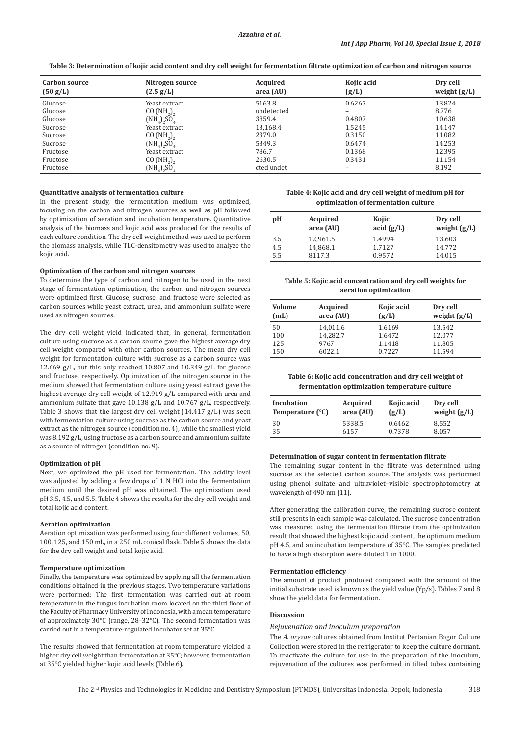**Table 3: Determination of kojic acid content and dry cell weight for fermentation filtrate optimization of carbon and nitrogen source**

| Carbon source (50 g/L) | Nitrogen source (2.5 g/L) | Acquired area (AU) | Kojic acid (g/L) | Dry cell weight (g/L) |
|---|---|---|---|---|
| Glucose | Yeast extract | 5163.8 | 0.6267 | 13.824 |
| Glucose | $CO(NH_2)_2$ | undetected | – | 8.776 |
| Glucose | $(NH_4)_2SO_4$ | 3859.4 | 0.4807 | 10.638 |
| Sucrose | Yeast extract | 13,168.4 | 1.5245 | 14.147 |
| Sucrose | $CO(NH_2)_2$ | 2379.0 | 0.3150 | 11.082 |
| Sucrose | $(NH_4)_2SO_4$ | 5349.3 | 0.6474 | 14.253 |
| Fructose | Yeast extract | 786.7 | 0.1368 | 12.395 |
| Fructose | $CO(NH_2)_2$ | 2630.5 | 0.3431 | 11.154 |
| Fructose | $(NH_4)_2SO_4$ | cted undet | – | 8.192 |

#### Quantitative analysis of fermentation culture

In the present study, the fermentation medium was optimized, focusing on the carbon and nitrogen sources as well as pH followed by optimization of aeration and incubation temperature. Quantitative analysis of the biomass and kojic acid was produced for the results of each culture condition. The dry cell weight method was used to perform the biomass analysis, while TLC-densitometry was used to analyze the kojic acid.

#### Optimization of the carbon and nitrogen sources

To determine the type of carbon and nitrogen to be used in the next stage of fermentation optimization, the carbon and nitrogen sources were optimized first. Glucose, sucrose, and fructose were selected as carbon sources while yeast extract, urea, and ammonium sulfate were used as nitrogen sources.

The dry cell weight yield indicated that, in general, fermentation culture using sucrose as a carbon source gave the highest average dry cell weight compared with other carbon sources. The mean dry cell weight for fermentation culture with sucrose as a carbon source was 12.669 g/L, but this only reached 10.807 and 10.349 g/L for glucose and fructose, respectively. Optimization of the nitrogen source in the medium showed that fermentation culture using yeast extract gave the highest average dry cell weight of 12.919 g/L compared with urea and ammonium sulfate that gave 10.138 g/L and 10.767 g/L, respectively. Table 3 shows that the largest dry cell weight (14.417 g/L) was seen with fermentation culture using sucrose as the carbon source and yeast extract as the nitrogen source (condition no. 4), while the smallest yield was 8.192 g/L, using fructose as a carbon source and ammonium sulfate as a source of nitrogen (condition no. 9).

#### Optimization of pH

Next, we optimized the pH used for fermentation. The acidity level was adjusted by adding a few drops of 1 N HCl into the fermentation medium until the desired pH was obtained. The optimization used pH 3.5, 4.5, and 5.5. Table 4 shows the results for the dry cell weight and total kojic acid content.

#### Aeration optimization

Aeration optimization was performed using four different volumes, 50, 100, 125, and 150 mL, in a 250 mL conical flask. Table 5 shows the data for the dry cell weight and total kojic acid.

#### Temperature optimization

Finally, the temperature was optimized by applying all the fermentation conditions obtained in the previous stages. Two temperature variations were performed: The first fermentation was carried out at room temperature in the fungus incubation room located on the third floor of the Faculty of Pharmacy University of Indonesia, with a mean temperature of approximately 30°C (range, 28–32°C). The second fermentation was carried out in a temperature-regulated incubator set at 35°C.

The results showed that fermentation at room temperature yielded a higher dry cell weight than fermentation at 35°C; however, fermentation at 35°C yielded higher kojic acid levels (Table 6).

**Table 4: Kojic acid and dry cell weight of medium pH for optimization of fermentation culture**

| pH | Acquired area (AU) | Kojic acid (g/L) | Dry cell weight (g/L) |
|---|---|---|---|
| 3.5 | 12,961.5 | 1.4994 | 13.603 |
| 4.5 | 14,868.1 | 1.7127 | 14.772 |
| 5.5 | 8117.3 | 0.9572 | 14.015 |

**Table 5: Kojic acid concentration and dry cell weights for aeration optimization**

| Volume (mL) | Acquired area (AU) | Kojic acid (g/L) | Dry cell weight (g/L) |
|---|---|---|---|
| 50 | 14,011.6 | 1.6169 | 13.542 |
| 100 | 14,282.7 | 1.6472 | 12.077 |
| 125 | 9767 | 1.1418 | 11.805 |
| 150 | 6022.1 | 0.7227 | 11.594 |

**Table 6: Kojic acid concentration and dry cell weight of fermentation optimization temperature culture**

| Incubation Temperature (°C) | Acquired area (AU) | Kojic acid (g/L) | Dry cell weight (g/L) |
|---|---|---|---|
| 30 | 5338.5 | 0.6462 | 8.552 |
| 35 | 6157 | 0.7378 | 8.057 |

#### Determination of sugar content in fermentation filtrate

The remaining sugar content in the filtrate was determined using sucrose as the selected carbon source. The analysis was performed using phenol sulfate and ultraviolet–visible spectrophotometry at wavelength of 490 nm [11].

After generating the calibration curve, the remaining sucrose content still presents in each sample was calculated. The sucrose concentration was measured using the fermentation filtrate from the optimization result that showed the highest kojic acid content, the optimum medium pH 4.5, and an incubation temperature of 35°C. The samples predicted to have a high absorption were diluted 1 in 1000.

#### Fermentation efficiency

The amount of product produced compared with the amount of the initial substrate used is known as the yield value (Yp/s). Tables 7 and 8 show the yield data for fermentation.

### Discussion

*Rejuvenation and inoculum preparation*

The *A. oryzae* cultures obtained from Institut Pertanian Bogor Culture Collection were stored in the refrigerator to keep the culture dormant. To reactivate the culture for use in the preparation of the inoculum, rejuvenation of the cultures was performed in tilted tubes containing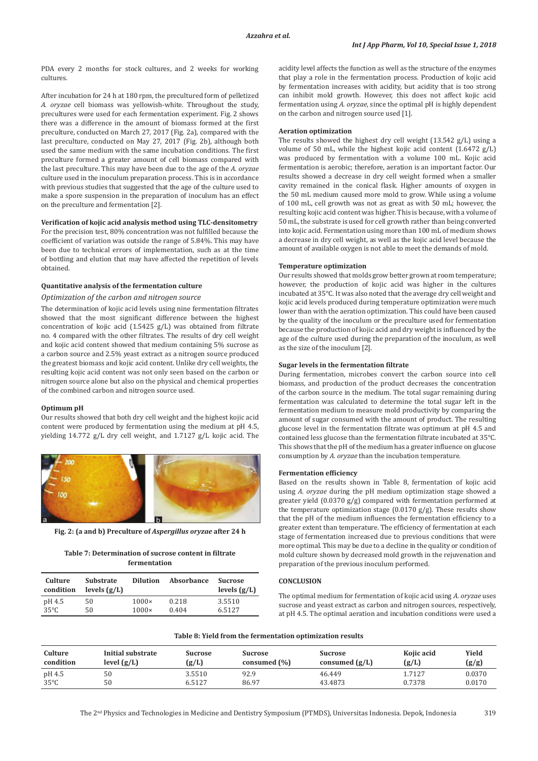PDA every 2 months for stock cultures, and 2 weeks for working cultures.

After incubation for 24 h at 180 rpm, the precultured form of pelletized *A. oryzae* cell biomass was yellowish-white. Throughout the study, precultures were used for each fermentation experiment. Fig. 2 shows there was a difference in the amount of biomass formed at the first preculture, conducted on March 27, 2017 (Fig. 2a), compared with the last preculture, conducted on May 27, 2017 (Fig. 2b), although both used the same medium with the same incubation conditions. The first preculture formed a greater amount of cell biomass compared with the last preculture. This may have been due to the age of the *A. oryzae* culture used in the inoculum preparation process. This is in accordance with previous studies that suggested that the age of the culture used to make a spore suspension in the preparation of inoculum has an effect on the preculture and fermentation [2].

**Verification of kojic acid analysis method using TLC-densitometry**

For the precision test, 80% concentration was not fulfilled because the coefficient of variation was outside the range of 5.84%. This may have been due to technical errors of implementation, such as at the time of bottling and elution that may have affected the repetition of levels obtained.

**Quantitative analysis of the fermentation culture**

*Optimization of the carbon and nitrogen source*

The determination of kojic acid levels using nine fermentation filtrates showed that the most significant difference between the highest concentration of kojic acid (1.5425 g/L) was obtained from filtrate no. 4 compared with the other filtrates. The results of dry cell weight and kojic acid content showed that medium containing 5% sucrose as a carbon source and 2.5% yeast extract as a nitrogen source produced the greatest biomass and kojic acid content. Unlike dry cell weights, the resulting kojic acid content was not only seen based on the carbon or nitrogen source alone but also on the physical and chemical properties of the combined carbon and nitrogen source used.

**Optimum pH**

Our results showed that both dry cell weight and the highest kojic acid content were produced by fermentation using the medium at pH 4.5, yielding 14.772 g/L dry cell weight, and 1.7127 g/L kojic acid. The acidity level affects the function as well as the structure of the enzymes that play a role in the fermentation process. Production of kojic acid by fermentation increases with acidity, but acidity that is too strong can inhibit mold growth. However, this does not affect kojic acid fermentation using *A. oryzae*, since the optimal pH is highly dependent on the carbon and nitrogen source used [1].

**Fig. 2: (a and b) Preculture of *Aspergillus oryzae* after 24 h**

**Table 7: Determination of sucrose content in filtrate fermentation**

| Culture condition | Substrate levels (g/L) | Dilution | Absorbance | Sucrose levels (g/L) |
|---|---|---|---|---|
| pH 4.5 | 50 | 1000× | 0.218 | 3.5510 |
| 35°C | 50 | 1000× | 0.404 | 6.5127 |

**Aeration optimization**

The results showed the highest dry cell weight (13.542 g/L) using a volume of 50 mL, while the highest kojic acid content (1.6472 g/L) was produced by fermentation with a volume 100 mL. Kojic acid fermentation is aerobic; therefore, aeration is an important factor. Our results showed a decrease in dry cell weight formed when a smaller cavity remained in the conical flask. Higher amounts of oxygen in the 50 mL medium caused more mold to grow. While using a volume of 100 mL, cell growth was not as great as with 50 mL; however, the resulting kojic acid content was higher. This is because, with a volume of 50 mL, the substrate is used for cell growth rather than being converted into kojic acid. Fermentation using more than 100 mL of medium shows a decrease in dry cell weight, as well as the kojic acid level because the amount of available oxygen is not able to meet the demands of mold.

**Temperature optimization**

Our results showed that molds grow better grown at room temperature; however, the production of kojic acid was higher in the cultures incubated at 35°C. It was also noted that the average dry cell weight and kojic acid levels produced during temperature optimization were much lower than with the aeration optimization. This could have been caused by the quality of the inoculum or the preculture used for fermentation because the production of kojic acid and dry weight is influenced by the age of the culture used during the preparation of the inoculum, as well as the size of the inoculum [2].

**Sugar levels in the fermentation filtrate**

During fermentation, microbes convert the carbon source into cell biomass, and production of the product decreases the concentration of the carbon source in the medium. The total sugar remaining during fermentation was calculated to determine the total sugar left in the fermentation medium to measure mold productivity by comparing the amount of sugar consumed with the amount of product. The resulting glucose level in the fermentation filtrate was optimum at pH 4.5 and contained less glucose than the fermentation filtrate incubated at 35°C. This shows that the pH of the medium has a greater influence on glucose consumption by *A. oryzae* than the incubation temperature.

**Fermentation efficiency**

Based on the results shown in Table 8, fermentation of kojic acid using *A. oryzae* during the pH medium optimization stage showed a greater yield (0.0370 g/g) compared with fermentation performed at the temperature optimization stage (0.0170 g/g). These results show that the pH of the medium influences the fermentation efficiency to a greater extent than temperature. The efficiency of fermentation at each stage of fermentation increased due to previous conditions that were more optimal. This may be due to a decline in the quality or condition of mold culture shown by decreased mold growth in the rejuvenation and preparation of the previous inoculum performed.

## CONCLUSION

The optimal medium for fermentation of kojic acid using *A. oryzae* uses sucrose and yeast extract as carbon and nitrogen sources, respectively, at pH 4.5. The optimal aeration and incubation conditions were used a

**Table 8: Yield from the fermentation optimization results**

| Culture condition | Initial substrate level (g/L) | Sucrose (g/L) | Sucrose consumed (%) | Sucrose consumed (g/L) | Kojic acid (g/L) | Yield (g/g) |
|---|---|---|---|---|---|---|
| pH 4.5 | 50 | 3.5510 | 92.9 | 46.449 | 1.7127 | 0.0370 |
| 35°C | 50 | 6.5127 | 86.97 | 43.4873 | 0.7378 | 0.0170 |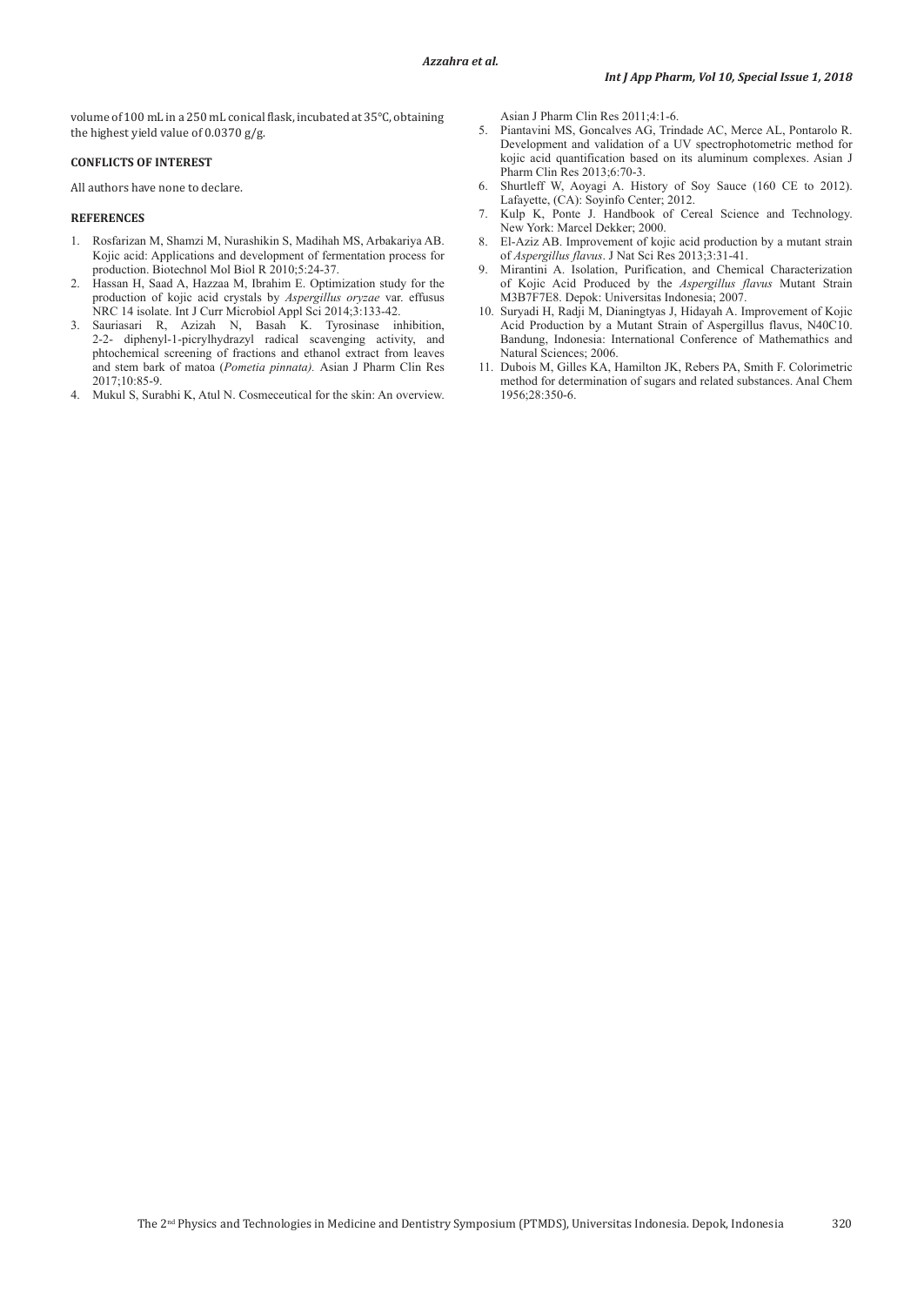volume of 100 mL in a 250 mL conical flask, incubated at 35°C, obtaining the highest yield value of 0.0370 g/g.

## CONFLICTS OF INTEREST

All authors have none to declare.

## REFERENCES

1. Rosfarizan M, Shamzi M, Nurashikin S, Madihah MS, Arbakariya AB. Kojic acid: Applications and development of fermentation process for production. Biotechnol Mol Biol R 2010;5:24-37.
2. Hassan H, Saad A, Hazzaa M, Ibrahim E. Optimization study for the production of kojic acid crystals by *Aspergillus oryzae* var. effusus NRC 14 isolate. Int J Curr Microbiol Appl Sci 2014;3:133-42.
3. Sauriasari R, Azizah N, Basah K. Tyrosinase inhibition, 2-2- diphenyl-1-picrylhydrazyl radical scavenging activity, and phtochemical screening of fractions and ethanol extract from leaves and stem bark of matoa (*Pometia pinnata).* Asian J Pharm Clin Res 2017;10:85-9.
4. Mukul S, Surabhi K, Atul N. Cosmeceutical for the skin: An overview. Asian J Pharm Clin Res 2011;4:1-6.
5. Piantavini MS, Goncalves AG, Trindade AC, Merce AL, Pontarolo R. Development and validation of a UV spectrophotometric method for kojic acid quantification based on its aluminum complexes. Asian J Pharm Clin Res 2013;6:70-3.
6. Shurtleff W, Aoyagi A. History of Soy Sauce (160 CE to 2012). Lafayette, (CA): Soyinfo Center; 2012.
7. Kulp K, Ponte J. Handbook of Cereal Science and Technology. New York: Marcel Dekker; 2000.
8. El-Aziz AB. Improvement of kojic acid production by a mutant strain of *Aspergillus flavus*. J Nat Sci Res 2013;3:31-41.
9. Mirantini A. Isolation, Purification, and Chemical Characterization of Kojic Acid Produced by the *Aspergillus flavus* Mutant Strain M3B7F7E8. Depok: Universitas Indonesia; 2007.
10. Suryadi H, Radji M, Dianingtyas J, Hidayah A. Improvement of Kojic Acid Production by a Mutant Strain of Aspergillus flavus, N40C10. Bandung, Indonesia: International Conference of Mathemathics and Natural Sciences; 2006.
11. Dubois M, Gilles KA, Hamilton JK, Rebers PA, Smith F. Colorimetric method for determination of sugars and related substances. Anal Chem 1956;28:350-6.